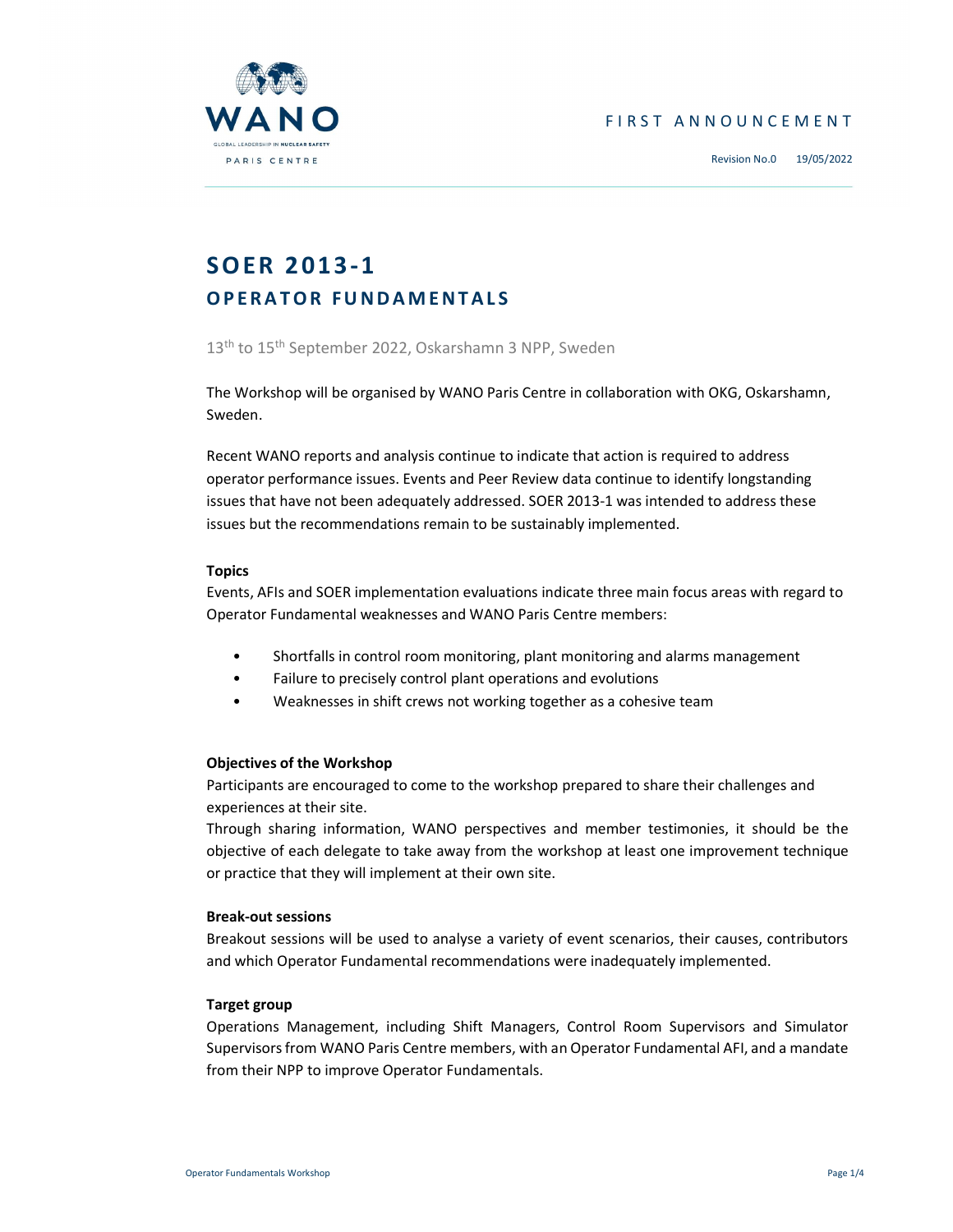WANO

GLOBAL LEADERSHIP IN NUCLEAR SAFETY

PARIS CENTRE

FIRST ANNOUNCEMENT

Revision No.0 19/05/2022

# SOER 2013-1

## OPERATOR FUNDAMENTALS

13th to 15th September 2022, Oskarshamn 3 NPP, Sweden

The Workshop will be organised by WANO Paris Centre in collaboration with OKG, Oskarshamn, Sweden.

Recent WANO reports and analysis continue to indicate that action is required to address operator performance issues. Events and Peer Review data continue to identify longstanding issues that have not been adequately addressed. SOER 2013-1 was intended to address these issues but the recommendations remain to be sustainably implemented.

**Topics**

Events, AFIs and SOER implementation evaluations indicate three main focus areas with regard to Operator Fundamental weaknesses and WANO Paris Centre members:

- Shortfalls in control room monitoring, plant monitoring and alarms management
- Failure to precisely control plant operations and evolutions
- Weaknesses in shift crews not working together as a cohesive team

**Objectives of the Workshop**

Participants are encouraged to come to the workshop prepared to share their challenges and experiences at their site.

Through sharing information, WANO perspectives and member testimonies, it should be the objective of each delegate to take away from the workshop at least one improvement technique or practice that they will implement at their own site.

**Break-out sessions**

Breakout sessions will be used to analyse a variety of event scenarios, their causes, contributors and which Operator Fundamental recommendations were inadequately implemented.

**Target group**

Operations Management, including Shift Managers, Control Room Supervisors and Simulator Supervisors from WANO Paris Centre members, with an Operator Fundamental AFI, and a mandate from their NPP to improve Operator Fundamentals.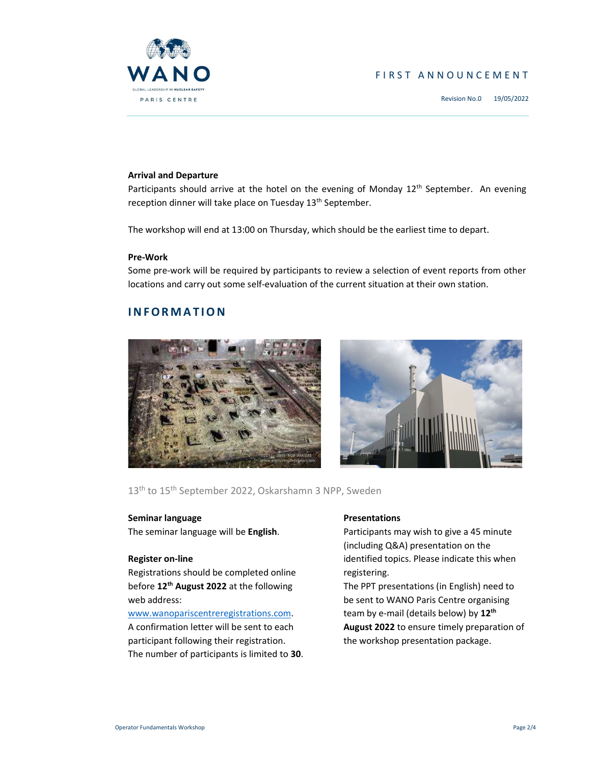### Arrival and Departure

Participants should arrive at the hotel on the evening of Monday 12th September. An evening reception dinner will take place on Tuesday 13th September.

The workshop will end at 13:00 on Thursday, which should be the earliest time to depart.

### Pre-Work

Some pre-work will be required by participants to review a selection of event reports from other locations and carry out some self-evaluation of the current situation at their own station.

## INFORMATION

13th to 15th September 2022, Oskarshamn 3 NPP, Sweden

### Seminar language

The seminar language will be **English**.

### Register on-line

Registrations should be completed online before **12th August 2022** at the following web address: www.wanopariscentreregistrations.com.
A confirmation letter will be sent to each participant following their registration.
The number of participants is limited to **30**.

### Presentations

Participants may wish to give a 45 minute (including Q&A) presentation on the identified topics. Please indicate this when registering.
The PPT presentations (in English) need to be sent to WANO Paris Centre organising team by e-mail (details below) by **12th August 2022** to ensure timely preparation of the workshop presentation package.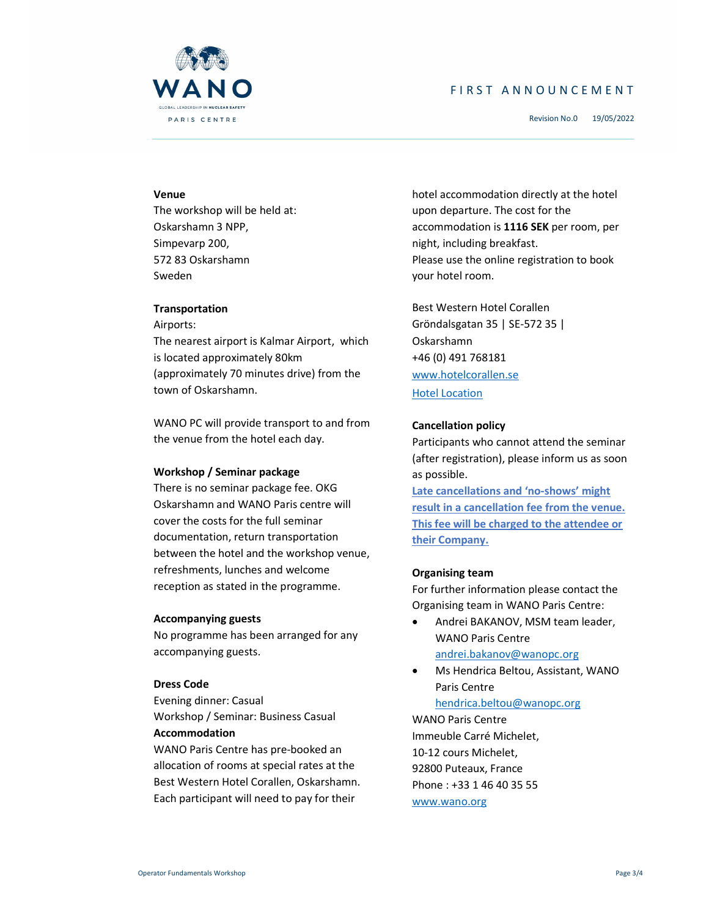### Venue

The workshop will be held at:
Oskarshamn 3 NPP,
Simpevarp 200,
572 83 Oskarshamn
Sweden

### Transportation

Airports:
The nearest airport is Kalmar Airport, which is located approximately 80km (approximately 70 minutes drive) from the town of Oskarshamn.

WANO PC will provide transport to and from the venue from the hotel each day.

### Workshop / Seminar package

There is no seminar package fee. OKG Oskarshamn and WANO Paris centre will cover the costs for the full seminar documentation, return transportation between the hotel and the workshop venue, refreshments, lunches and welcome reception as stated in the programme.

### Accompanying guests

No programme has been arranged for any accompanying guests.

### Dress Code

Evening dinner: Casual
Workshop / Seminar: Business Casual

### Accommodation

WANO Paris Centre has pre-booked an allocation of rooms at special rates at the Best Western Hotel Corallen, Oskarshamn. Each participant will need to pay for their hotel accommodation directly at the hotel upon departure. The cost for the accommodation is **1116 SEK** per room, per night, including breakfast.
Please use the online registration to book your hotel room.

Best Western Hotel Corallen
Gröndalsgatan 35 | SE-572 35 | Oskarshamn
+46 (0) 491 768181
www.hotelcorallen.se
Hotel Location

### Cancellation policy

Participants who cannot attend the seminar (after registration), please inform us as soon as possible.
**Late cancellations and 'no-shows' might result in a cancellation fee from the venue. This fee will be charged to the attendee or their Company.**

### Organising team

For further information please contact the Organising team in WANO Paris Centre:

- Andrei BAKANOV, MSM team leader, WANO Paris Centre
  andrei.bakanov@wanopc.org
- Ms Hendrica Beltou, Assistant, WANO Paris Centre
  hendrica.beltou@wanopc.org

WANO Paris Centre
Immeuble Carré Michelet,
10-12 cours Michelet,
92800 Puteaux, France
Phone : +33 1 46 40 35 55
www.wano.org